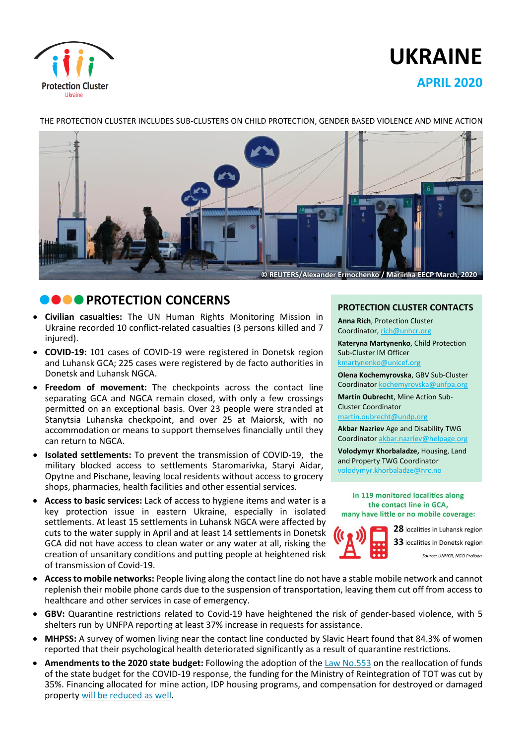Protection Cluster
Ukraine

# UKRAINE

## APRIL 2020

THE PROTECTION CLUSTER INCLUDES SUB-CLUSTERS ON CHILD PROTECTION, GENDER BASED VIOLENCE AND MINE ACTION

© REUTERS/Alexander Ermochenko / Mariinka EECP March, 2020

## PROTECTION CONCERNS

- **Civilian casualties:** The UN Human Rights Monitoring Mission in Ukraine recorded 10 conflict-related casualties (3 persons killed and 7 injured).
- **COVID-19:** 101 cases of COVID-19 were registered in Donetsk region and Luhansk GCA; 225 cases were registered by de facto authorities in Donetsk and Luhansk NGCA.
- **Freedom of movement:** The checkpoints across the contact line separating GCA and NGCA remain closed, with only a few crossings permitted on an exceptional basis. Over 23 people were stranded at Stanytsia Luhanska checkpoint, and over 25 at Maiorsk, with no accommodation or means to support themselves financially until they can return to NGCA.
- **Isolated settlements:** To prevent the transmission of COVID-19, the military blocked access to settlements Staromarivka, Staryi Aidar, Opytne and Pischane, leaving local residents without access to grocery shops, pharmacies, health facilities and other essential services.
- **Access to basic services:** Lack of access to hygiene items and water is a key protection issue in eastern Ukraine, especially in isolated settlements. At least 15 settlements in Luhansk NGCA were affected by cuts to the water supply in April and at least 14 settlements in Donetsk GCA did not have access to clean water or any water at all, risking the creation of unsanitary conditions and putting people at heightened risk of transmission of Covid-19.
- **Access to mobile networks:** People living along the contact line do not have a stable mobile network and cannot replenish their mobile phone cards due to the suspension of transportation, leaving them cut off from access to healthcare and other services in case of emergency.
- **GBV:** Quarantine restrictions related to Covid-19 have heightened the risk of gender-based violence, with 5 shelters run by UNFPA reporting at least 37% increase in requests for assistance.
- **MHPSS:** A survey of women living near the contact line conducted by Slavic Heart found that 84.3% of women reported that their psychological health deteriorated significantly as a result of quarantine restrictions.
- **Amendments to the 2020 state budget:** Following the adoption of the Law No.553 on the reallocation of funds of the state budget for the COVID-19 response, the funding for the Ministry of Reintegration of TOT was cut by 35%. Financing allocated for mine action, IDP housing programs, and compensation for destroyed or damaged property will be reduced as well.

### PROTECTION CLUSTER CONTACTS

**Anna Rich**, Protection Cluster Coordinator, rich@unhcr.org

**Kateryna Martynenko**, Child Protection Sub-Cluster IM Officer kmartynenko@unicef.org

**Olena Kochemyrovska**, GBV Sub-Cluster Coordinator kochemyrovska@unfpa.org

**Martin Oubrecht**, Mine Action Sub-Cluster Coordinator martin.oubrecht@undp.org

**Akbar Nazriev** Age and Disability TWG Coordinator akbar.nazriev@helpage.org

**Volodymyr Khorbaladze,** Housing, Land and Property TWG Coordinator volodymyr.khorbaladze@nrc.no

**In 119 monitored localities along the contact line in GCA, many have little or no mobile coverage:**

- **28** localities in Luhansk region
- **33** localities in Donetsk region

*Source: UNHCR, NGO Proliska*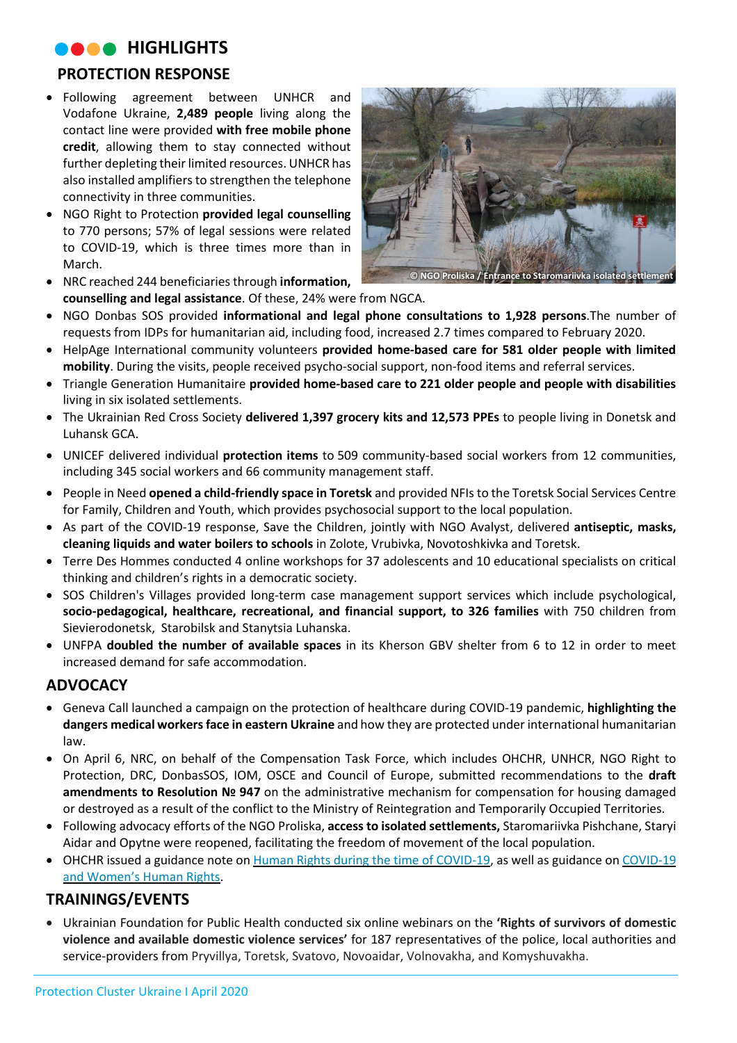## HIGHLIGHTS

### PROTECTION RESPONSE

- Following agreement between UNHCR and Vodafone Ukraine, **2,489 people** living along the contact line were provided **with free mobile phone credit**, allowing them to stay connected without further depleting their limited resources. UNHCR has also installed amplifiers to strengthen the telephone connectivity in three communities.
- NGO Right to Protection **provided legal counselling** to 770 persons; 57% of legal sessions were related to COVID-19, which is three times more than in March.
- NRC reached 244 beneficiaries through **information, counselling and legal assistance**. Of these, 24% were from NGCA.
- NGO Donbas SOS provided **informational and legal phone consultations to 1,928 persons**.The number of requests from IDPs for humanitarian aid, including food, increased 2.7 times compared to February 2020.
- HelpAge International community volunteers **provided home-based care for 581 older people with limited mobility**. During the visits, people received psycho-social support, non-food items and referral services.
- Triangle Generation Humanitaire **provided home-based care to 221 older people and people with disabilities** living in six isolated settlements.
- The Ukrainian Red Cross Society **delivered 1,397 grocery kits and 12,573 PPEs** to people living in Donetsk and Luhansk GCA.
- UNICEF delivered individual **protection items** to 509 community-based social workers from 12 communities, including 345 social workers and 66 community management staff.
- People in Need **opened a child-friendly space in Toretsk** and provided NFIs to the Toretsk Social Services Centre for Family, Children and Youth, which provides psychosocial support to the local population.
- As part of the COVID-19 response, Save the Children, jointly with NGO Avalyst, delivered **antiseptic, masks, cleaning liquids and water boilers to schools** in Zolote, Vrubivka, Novotoshkivka and Toretsk.
- Terre Des Hommes conducted 4 online workshops for 37 adolescents and 10 educational specialists on critical thinking and children's rights in a democratic society.
- SOS Children's Villages provided long-term case management support services which include psychological, **socio-pedagogical, healthcare, recreational, and financial support, to 326 families** with 750 children from Sievierodonetsk, Starobilsk and Stanytsia Luhanska.
- UNFPA **doubled the number of available spaces** in its Kherson GBV shelter from 6 to 12 in order to meet increased demand for safe accommodation.

© NGO Proliska / Entrance to Staromariivka isolated settlement

### ADVOCACY

- Geneva Call launched a campaign on the protection of healthcare during COVID-19 pandemic, **highlighting the dangers medical workers face in eastern Ukraine** and how they are protected under international humanitarian law.
- On April 6, NRC, on behalf of the Compensation Task Force, which includes OHCHR, UNHCR, NGO Right to Protection, DRC, DonbasSOS, IOM, OSCE and Council of Europe, submitted recommendations to the **draft amendments to Resolution № 947** on the administrative mechanism for compensation for housing damaged or destroyed as a result of the conflict to the Ministry of Reintegration and Temporarily Occupied Territories.
- Following advocacy efforts of the NGO Proliska, **access to isolated settlements,** Staromariivka Pishchane, Staryi Aidar and Opytne were reopened, facilitating the freedom of movement of the local population.
- OHCHR issued a guidance note on Human Rights during the time of COVID-19, as well as guidance on COVID-19 and Women's Human Rights.

### TRAININGS/EVENTS

- Ukrainian Foundation for Public Health conducted six online webinars on the **'Rights of survivors of domestic violence and available domestic violence services'** for 187 representatives of the police, local authorities and service-providers from Pryvillya, Toretsk, Svatovo, Novoaidar, Volnovakha, and Komyshuvakha.